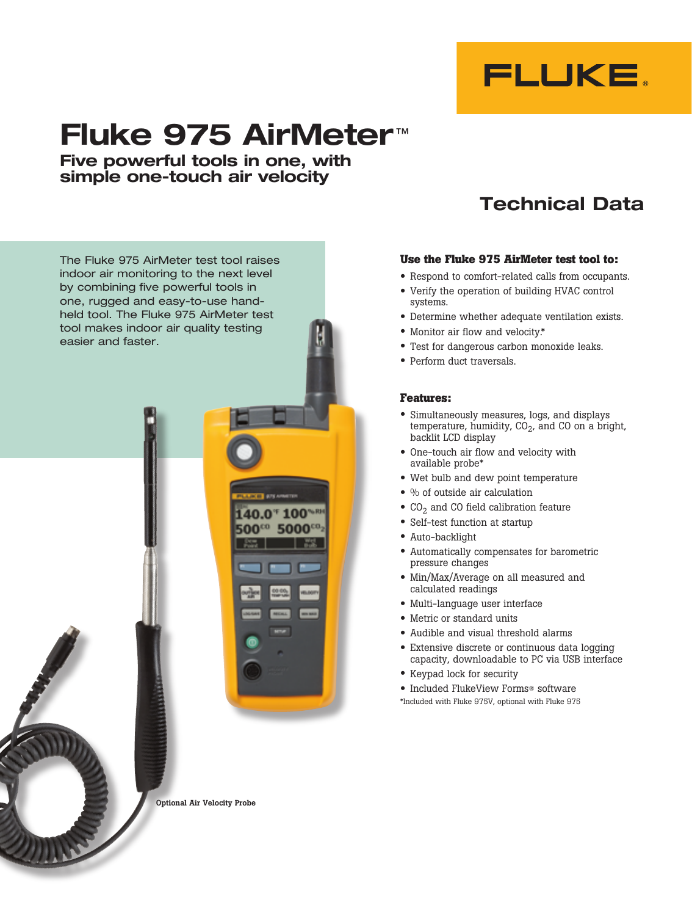# Fluke 975 AirMeter™

## Five powerful tools in one, with simple one-touch air velocity

## Technical Data

The Fluke 975 AirMeter test tool raises indoor air monitoring to the next level by combining five powerful tools in one, rugged and easy-to-use hand-held tool. The Fluke 975 AirMeter test tool makes indoor air quality testing easier and faster.

Optional Air Velocity Probe

### Use the Fluke 975 AirMeter test tool to:

- Respond to comfort-related calls from occupants.
- Verify the operation of building HVAC control systems.
- Determine whether adequate ventilation exists.
- Monitor air flow and velocity.*
- Test for dangerous carbon monoxide leaks.
- Perform duct traversals.

### Features:

- Simultaneously measures, logs, and displays temperature, humidity, $CO_2$, and CO on a bright, backlit LCD display
- One-touch air flow and velocity with available probe*
- Wet bulb and dew point temperature
- % of outside air calculation
- $CO_2$ and CO field calibration feature
- Self-test function at startup
- Auto-backlight
- Automatically compensates for barometric pressure changes
- Min/Max/Average on all measured and calculated readings
- Multi-language user interface
- Metric or standard units
- Audible and visual threshold alarms
- Extensive discrete or continuous data logging capacity, downloadable to PC via USB interface
- Keypad lock for security
- Included FlukeView Forms® software

*Included with Fluke 975V, optional with Fluke 975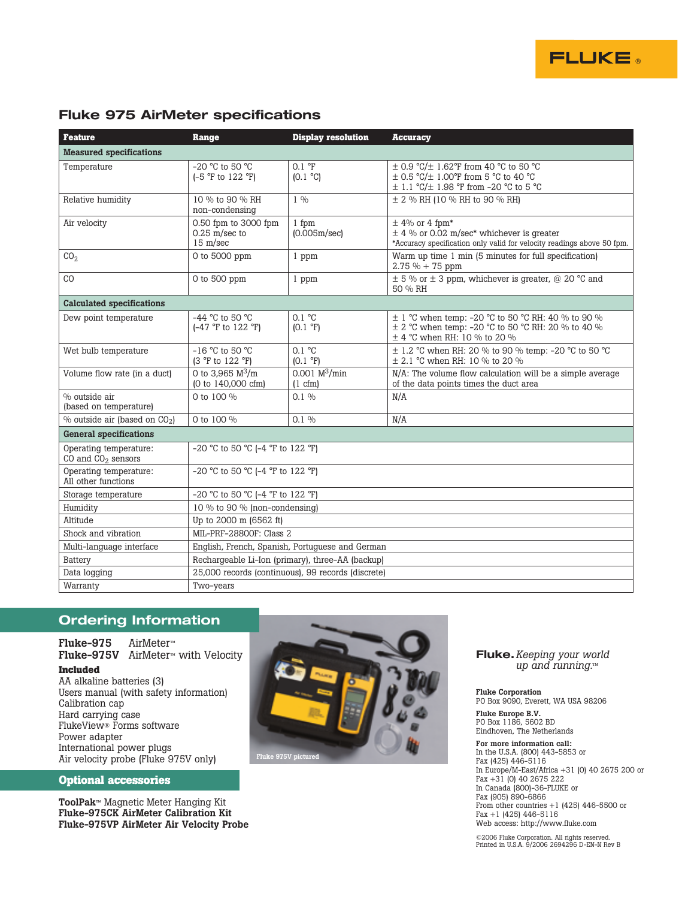## Fluke 975 AirMeter specifications

| Feature | Range | Display resolution | Accuracy |
|---|---|---|---|
| **Measured specifications** | | | |
| Temperature | -20 °C to 50 °C (-5 °F to 122 °F) | 0.1 °F (0.1 °C) | ± 0.9 °C/± 1.62°F from 40 °C to 50 °C<br>± 0.5 °C/± 1.00°F from 5 °C to 40 °C<br>± 1.1 °C/± 1.98 °F from -20 °C to 5 °C |
| Relative humidity | 10 % to 90 % RH non-condensing | 1 % | ± 2 % RH (10 % RH to 90 % RH) |
| Air velocity | 0.50 fpm to 3000 fpm<br>0.25 m/sec to 15 m/sec | 1 fpm (0.005m/sec) | ± 4% or 4 fpm*<br>± 4 % or 0.02 m/sec* whichever is greater<br>*Accuracy specification only valid for velocity readings above 50 fpm. |
| $CO_2$ | 0 to 5000 ppm | 1 ppm | Warm up time 1 min (5 minutes for full specification) 2.75 % + 75 ppm |
| CO | 0 to 500 ppm | 1 ppm | ± 5 % or ± 3 ppm, whichever is greater, @ 20 °C and 50 % RH |
| **Calculated specifications** | | | |
| Dew point temperature | -44 °C to 50 °C (-47 °F to 122 °F) | 0.1 °C (0.1 °F) | ± 1 °C when temp: -20 °C to 50 °C RH: 40 % to 90 %<br>± 2 °C when temp: -20 °C to 50 °C RH: 20 % to 40 %<br>± 4 °C when RH: 10 % to 20 % |
| Wet bulb temperature | -16 °C to 50 °C (3 °F to 122 °F) | 0.1 °C (0.1 °F) | ± 1.2 °C when RH: 20 % to 90 % temp: -20 °C to 50 °C<br>± 2.1 °C when RH: 10 % to 20 % |
| Volume flow rate (in a duct) | 0 to 3,965 $M^3$/m (0 to 140,000 cfm) | 0.001 $M^3$/min (1 cfm) | N/A: The volume flow calculation will be a simple average of the data points times the duct area |
| % outside air (based on temperature) | 0 to 100 % | 0.1 % | N/A |
| % outside air (based on $CO_2$) | 0 to 100 % | 0.1 % | N/A |
| **General specifications** | | | |
| Operating temperature: CO and $CO_2$ sensors | -20 °C to 50 °C (-4 °F to 122 °F) | | |
| Operating temperature: All other functions | -20 °C to 50 °C (-4 °F to 122 °F) | | |
| Storage temperature | -20 °C to 50 °C (-4 °F to 122 °F) | | |
| Humidity | 10 % to 90 % (non-condensing) | | |
| Altitude | Up to 2000 m (6562 ft) | | |
| Shock and vibration | MIL-PRF-28800F: Class 2 | | |
| Multi-language interface | English, French, Spanish, Portuguese and German | | |
| Battery | Rechargeable Li-Ion (primary), three-AA (backup) | | |
| Data logging | 25,000 records (continuous), 99 records (discrete) | | |
| Warranty | Two-years | | |

## Ordering Information

**Fluke-975** AirMeter™
**Fluke-975V** AirMeter™ with Velocity

**Included**

AA alkaline batteries (3)
Users manual (with safety information)
Calibration cap
Hard carrying case
FlukeView® Forms software
Power adapter
International power plugs
Air velocity probe (Fluke 975V only)

Fluke 975V pictured

## Optional accessories

**ToolPak**™ Magnetic Meter Hanging Kit
**Fluke-975CK AirMeter Calibration Kit**
**Fluke-975VP AirMeter Air Velocity Probe**

**Fluke.** *Keeping your world up and running.*™

**Fluke Corporation**
PO Box 9090, Everett, WA USA 98206

**Fluke Europe B.V.**
PO Box 1186, 5602 BD
Eindhoven, The Netherlands

**For more information call:**
In the U.S.A. (800) 443-5853 or
Fax (425) 446-5116
In Europe/M-East/Africa +31 (0) 40 2675 200 or
Fax +31 (0) 40 2675 222
In Canada (800)-36-FLUKE or
Fax (905) 890-6866
From other countries +1 (425) 446-5500 or
Fax +1 (425) 446-5116
Web access: http://www.fluke.com

©2006 Fluke Corporation. All rights reserved.
Printed in U.S.A. 9/2006 2694296 D-EN-N Rev B